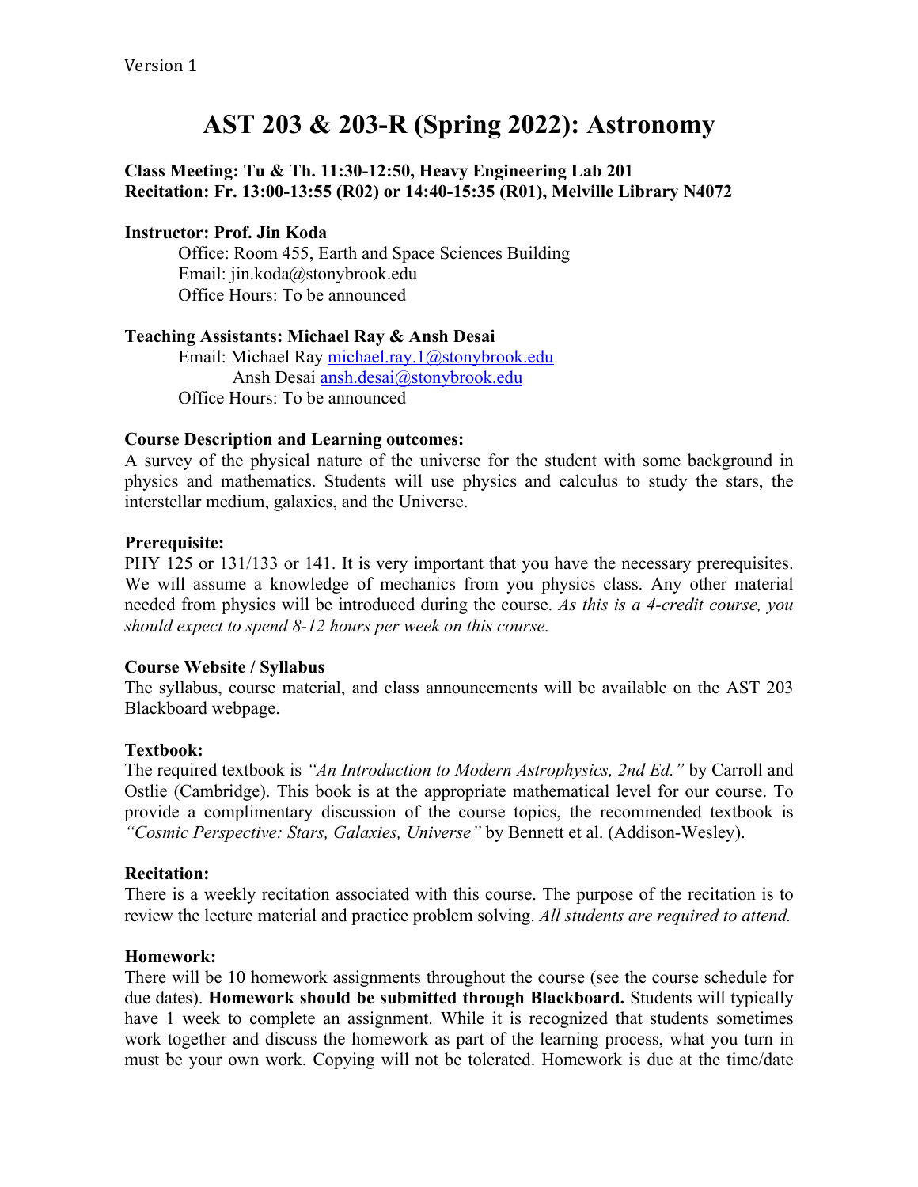Version 1

# AST 203 & 203-R (Spring 2022): Astronomy

**Class Meeting: Tu & Th. 11:30-12:50, Heavy Engineering Lab 201**
**Recitation: Fr. 13:00-13:55 (R02) or 14:40-15:35 (R01), Melville Library N4072**

**Instructor: Prof. Jin Koda**

Office: Room 455, Earth and Space Sciences Building
Email: jin.koda@stonybrook.edu
Office Hours: To be announced

**Teaching Assistants: Michael Ray & Ansh Desai**

Email: Michael Ray michael.ray.1@stonybrook.edu
Ansh Desai ansh.desai@stonybrook.edu
Office Hours: To be announced

**Course Description and Learning outcomes:**

A survey of the physical nature of the universe for the student with some background in physics and mathematics. Students will use physics and calculus to study the stars, the interstellar medium, galaxies, and the Universe.

**Prerequisite:**

PHY 125 or 131/133 or 141. It is very important that you have the necessary prerequisites. We will assume a knowledge of mechanics from you physics class. Any other material needed from physics will be introduced during the course. *As this is a 4-credit course, you should expect to spend 8-12 hours per week on this course.*

**Course Website / Syllabus**

The syllabus, course material, and class announcements will be available on the AST 203 Blackboard webpage.

**Textbook:**

The required textbook is *"An Introduction to Modern Astrophysics, 2nd Ed."* by Carroll and Ostlie (Cambridge). This book is at the appropriate mathematical level for our course. To provide a complimentary discussion of the course topics, the recommended textbook is *"Cosmic Perspective: Stars, Galaxies, Universe"* by Bennett et al. (Addison-Wesley).

**Recitation:**

There is a weekly recitation associated with this course. The purpose of the recitation is to review the lecture material and practice problem solving. *All students are required to attend.*

**Homework:**

There will be 10 homework assignments throughout the course (see the course schedule for due dates). **Homework should be submitted through Blackboard.** Students will typically have 1 week to complete an assignment. While it is recognized that students sometimes work together and discuss the homework as part of the learning process, what you turn in must be your own work. Copying will not be tolerated. Homework is due at the time/date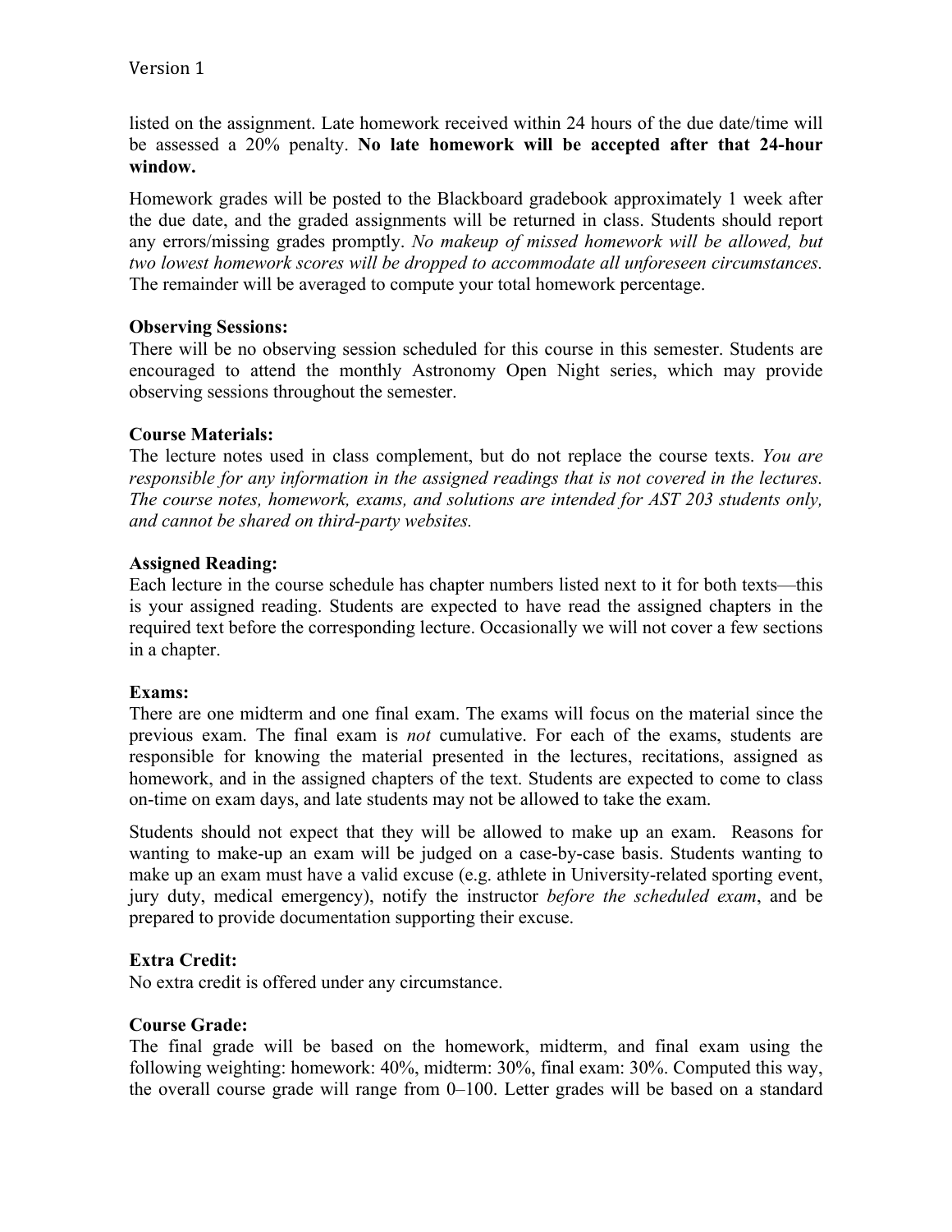listed on the assignment. Late homework received within 24 hours of the due date/time will be assessed a 20% penalty. **No late homework will be accepted after that 24-hour window.**

Homework grades will be posted to the Blackboard gradebook approximately 1 week after the due date, and the graded assignments will be returned in class. Students should report any errors/missing grades promptly. *No makeup of missed homework will be allowed, but two lowest homework scores will be dropped to accommodate all unforeseen circumstances.* The remainder will be averaged to compute your total homework percentage.

**Observing Sessions:**
There will be no observing session scheduled for this course in this semester. Students are encouraged to attend the monthly Astronomy Open Night series, which may provide observing sessions throughout the semester.

**Course Materials:**
The lecture notes used in class complement, but do not replace the course texts. *You are responsible for any information in the assigned readings that is not covered in the lectures. The course notes, homework, exams, and solutions are intended for AST 203 students only, and cannot be shared on third-party websites.*

**Assigned Reading:**
Each lecture in the course schedule has chapter numbers listed next to it for both texts—this is your assigned reading. Students are expected to have read the assigned chapters in the required text before the corresponding lecture. Occasionally we will not cover a few sections in a chapter.

**Exams:**
There are one midterm and one final exam. The exams will focus on the material since the previous exam. The final exam is *not* cumulative. For each of the exams, students are responsible for knowing the material presented in the lectures, recitations, assigned as homework, and in the assigned chapters of the text. Students are expected to come to class on-time on exam days, and late students may not be allowed to take the exam.

Students should not expect that they will be allowed to make up an exam. Reasons for wanting to make-up an exam will be judged on a case-by-case basis. Students wanting to make up an exam must have a valid excuse (e.g. athlete in University-related sporting event, jury duty, medical emergency), notify the instructor *before the scheduled exam*, and be prepared to provide documentation supporting their excuse.

**Extra Credit:**
No extra credit is offered under any circumstance.

**Course Grade:**
The final grade will be based on the homework, midterm, and final exam using the following weighting: homework: 40%, midterm: 30%, final exam: 30%. Computed this way, the overall course grade will range from 0–100. Letter grades will be based on a standard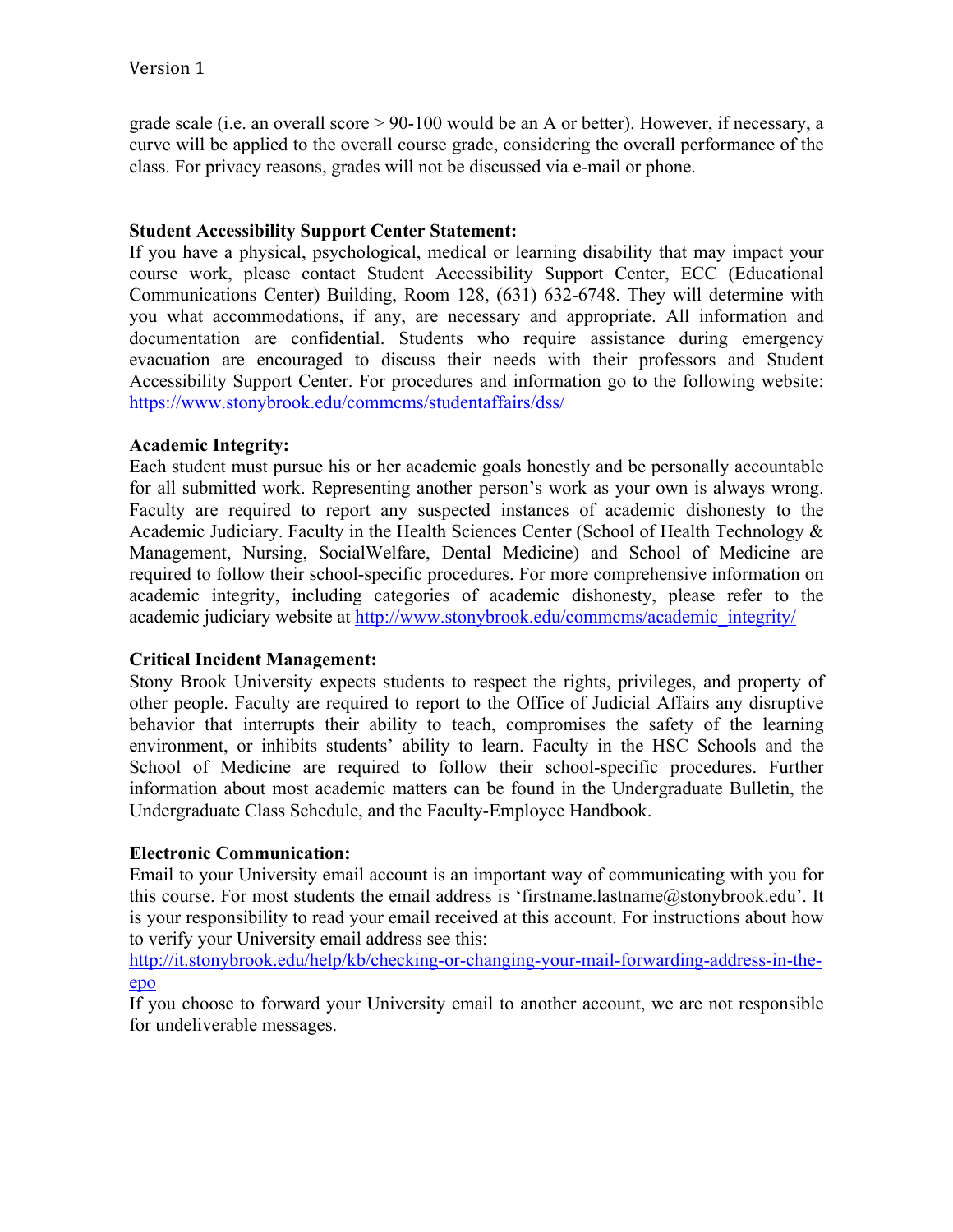grade scale (i.e. an overall score > 90-100 would be an A or better). However, if necessary, a curve will be applied to the overall course grade, considering the overall performance of the class. For privacy reasons, grades will not be discussed via e-mail or phone.

**Student Accessibility Support Center Statement:**

If you have a physical, psychological, medical or learning disability that may impact your course work, please contact Student Accessibility Support Center, ECC (Educational Communications Center) Building, Room 128, (631) 632-6748. They will determine with you what accommodations, if any, are necessary and appropriate. All information and documentation are confidential. Students who require assistance during emergency evacuation are encouraged to discuss their needs with their professors and Student Accessibility Support Center. For procedures and information go to the following website: https://www.stonybrook.edu/commcms/studentaffairs/dss/

**Academic Integrity:**

Each student must pursue his or her academic goals honestly and be personally accountable for all submitted work. Representing another person's work as your own is always wrong. Faculty are required to report any suspected instances of academic dishonesty to the Academic Judiciary. Faculty in the Health Sciences Center (School of Health Technology & Management, Nursing, SocialWelfare, Dental Medicine) and School of Medicine are required to follow their school-specific procedures. For more comprehensive information on academic integrity, including categories of academic dishonesty, please refer to the academic judiciary website at http://www.stonybrook.edu/commcms/academic_integrity/

**Critical Incident Management:**

Stony Brook University expects students to respect the rights, privileges, and property of other people. Faculty are required to report to the Office of Judicial Affairs any disruptive behavior that interrupts their ability to teach, compromises the safety of the learning environment, or inhibits students' ability to learn. Faculty in the HSC Schools and the School of Medicine are required to follow their school-specific procedures. Further information about most academic matters can be found in the Undergraduate Bulletin, the Undergraduate Class Schedule, and the Faculty-Employee Handbook.

**Electronic Communication:**

Email to your University email account is an important way of communicating with you for this course. For most students the email address is 'firstname.lastname@stonybrook.edu'. It is your responsibility to read your email received at this account. For instructions about how to verify your University email address see this: http://it.stonybrook.edu/help/kb/checking-or-changing-your-mail-forwarding-address-in-the-epo

If you choose to forward your University email to another account, we are not responsible for undeliverable messages.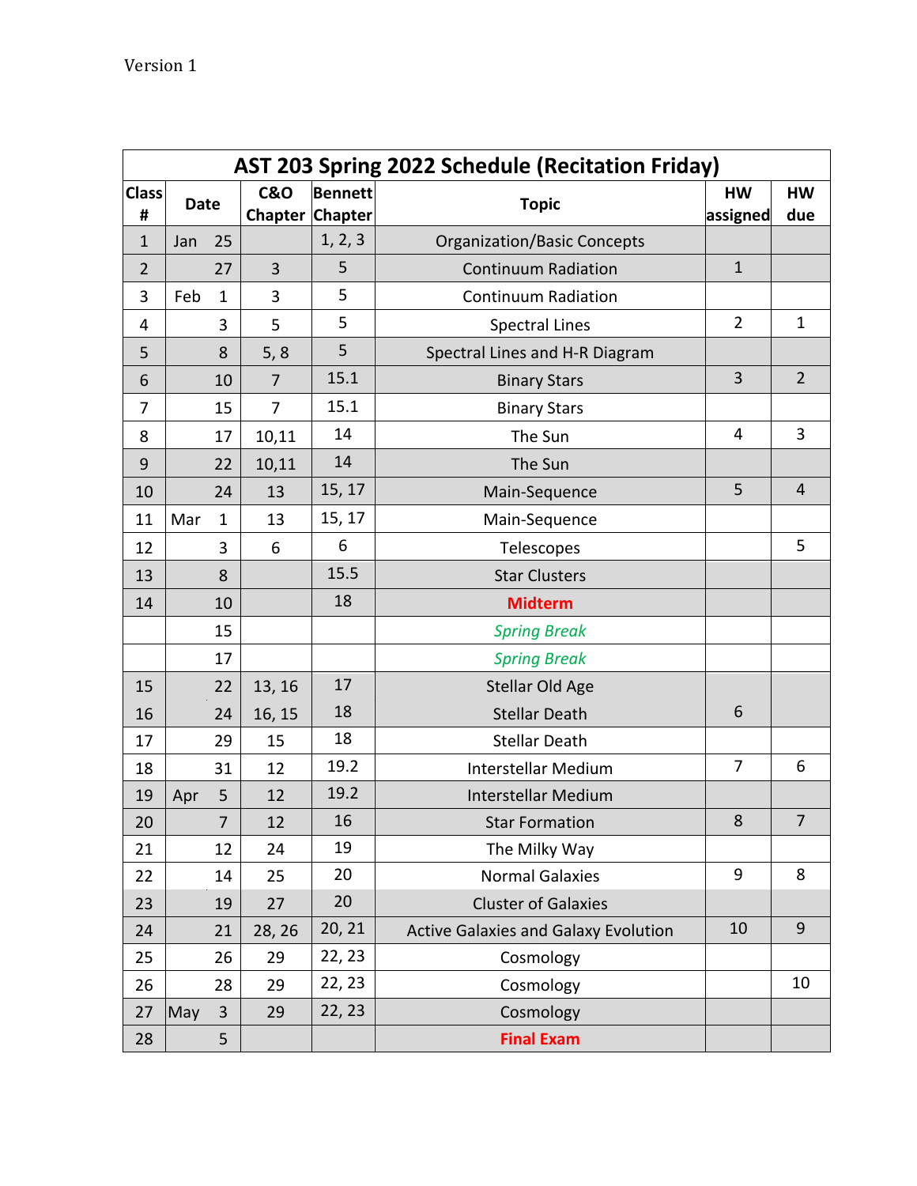Version 1

| AST 203 Spring 2022 Schedule (Recitation Friday) | | | | | | | |
|---|---|---|---|---|---|---|---|
| **Class #** | **Date** | | **C&O Chapter** | **Bennett Chapter** | **Topic** | **HW assigned** | **HW due** |
| 1 | Jan | 25 | | 1, 2, 3 | Organization/Basic Concepts | | |
| 2 | | 27 | 3 | 5 | Continuum Radiation | 1 | |
| 3 | Feb | 1 | 3 | 5 | Continuum Radiation | | |
| 4 | | 3 | 5 | 5 | Spectral Lines | 2 | 1 |
| 5 | | 8 | 5, 8 | 5 | Spectral Lines and H-R Diagram | | |
| 6 | | 10 | 7 | 15.1 | Binary Stars | 3 | 2 |
| 7 | | 15 | 7 | 15.1 | Binary Stars | | |
| 8 | | 17 | 10,11 | 14 | The Sun | 4 | 3 |
| 9 | | 22 | 10,11 | 14 | The Sun | | |
| 10 | | 24 | 13 | 15, 17 | Main-Sequence | 5 | 4 |
| 11 | Mar | 1 | 13 | 15, 17 | Main-Sequence | | |
| 12 | | 3 | 6 | 6 | Telescopes | | 5 |
| 13 | | 8 | | 15.5 | Star Clusters | | |
| 14 | | 10 | | 18 | **Midterm** | | |
| | | 15 | | | *Spring Break* | | |
| | | 17 | | | *Spring Break* | | |
| 15 | | 22 | 13, 16 | 17 | Stellar Old Age | | |
| 16 | | 24 | 16, 15 | 18 | Stellar Death | 6 | |
| 17 | | 29 | 15 | 18 | Stellar Death | | |
| 18 | | 31 | 12 | 19.2 | Interstellar Medium | 7 | 6 |
| 19 | Apr | 5 | 12 | 19.2 | Interstellar Medium | | |
| 20 | | 7 | 12 | 16 | Star Formation | 8 | 7 |
| 21 | | 12 | 24 | 19 | The Milky Way | | |
| 22 | | 14 | 25 | 20 | Normal Galaxies | 9 | 8 |
| 23 | | 19 | 27 | 20 | Cluster of Galaxies | | |
| 24 | | 21 | 28, 26 | 20, 21 | Active Galaxies and Galaxy Evolution | 10 | 9 |
| 25 | | 26 | 29 | 22, 23 | Cosmology | | |
| 26 | | 28 | 29 | 22, 23 | Cosmology | | 10 |
| 27 | May | 3 | 29 | 22, 23 | Cosmology | | |
| 28 | | 5 | | | **Final Exam** | | |